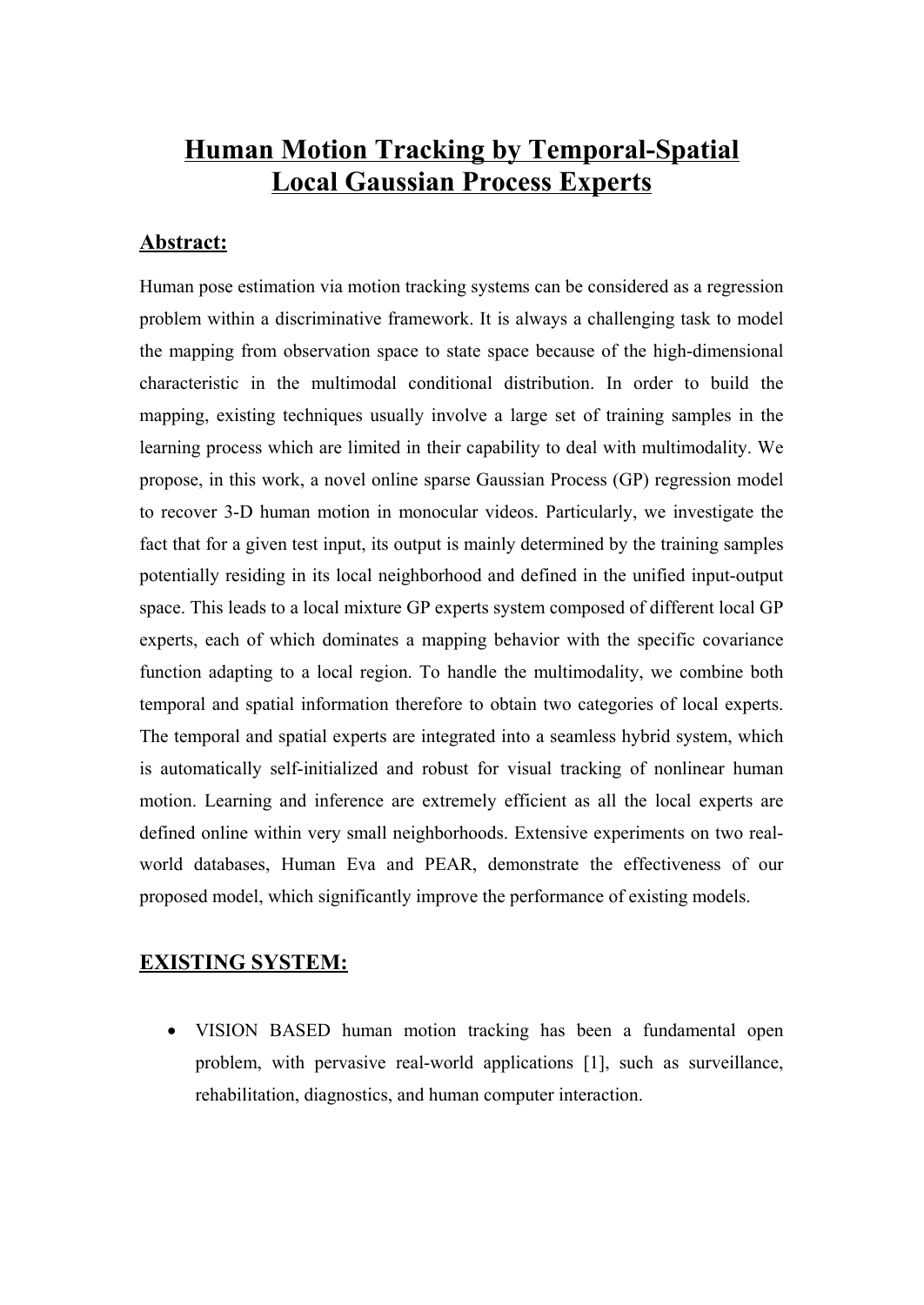# Human Motion Tracking by Temporal-Spatial Local Gaussian Process Experts

## Abstract:

Human pose estimation via motion tracking systems can be considered as a regression problem within a discriminative framework. It is always a challenging task to model the mapping from observation space to state space because of the high-dimensional characteristic in the multimodal conditional distribution. In order to build the mapping, existing techniques usually involve a large set of training samples in the learning process which are limited in their capability to deal with multimodality. We propose, in this work, a novel online sparse Gaussian Process (GP) regression model to recover 3-D human motion in monocular videos. Particularly, we investigate the fact that for a given test input, its output is mainly determined by the training samples potentially residing in its local neighborhood and defined in the unified input-output space. This leads to a local mixture GP experts system composed of different local GP experts, each of which dominates a mapping behavior with the specific covariance function adapting to a local region. To handle the multimodality, we combine both temporal and spatial information therefore to obtain two categories of local experts. The temporal and spatial experts are integrated into a seamless hybrid system, which is automatically self-initialized and robust for visual tracking of nonlinear human motion. Learning and inference are extremely efficient as all the local experts are defined online within very small neighborhoods. Extensive experiments on two real-world databases, Human Eva and PEAR, demonstrate the effectiveness of our proposed model, which significantly improve the performance of existing models.

## EXISTING SYSTEM:

- VISION BASED human motion tracking has been a fundamental open problem, with pervasive real-world applications [1], such as surveillance, rehabilitation, diagnostics, and human computer interaction.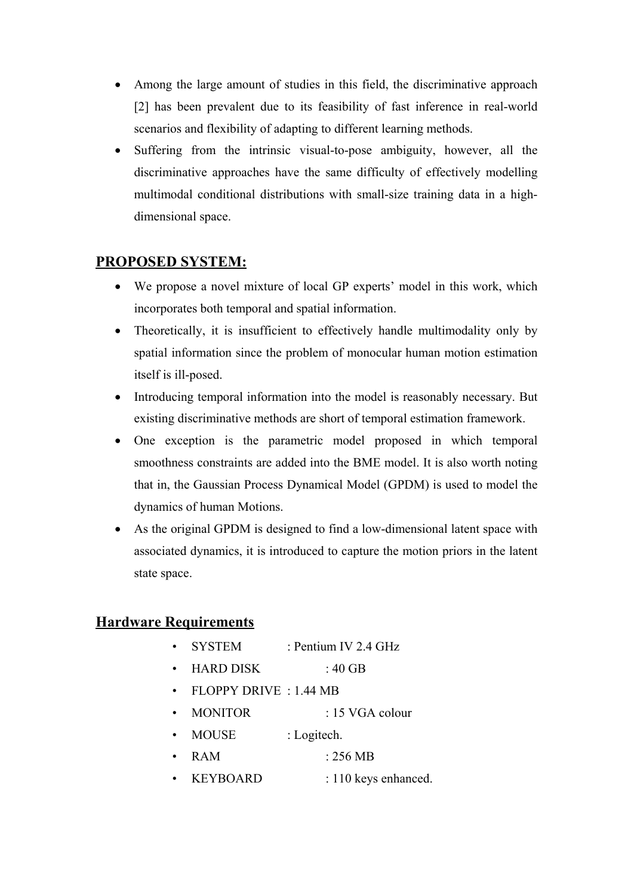- Among the large amount of studies in this field, the discriminative approach [2] has been prevalent due to its feasibility of fast inference in real-world scenarios and flexibility of adapting to different learning methods.
- Suffering from the intrinsic visual-to-pose ambiguity, however, all the discriminative approaches have the same difficulty of effectively modelling multimodal conditional distributions with small-size training data in a high-dimensional space.

## PROPOSED SYSTEM:

- We propose a novel mixture of local GP experts' model in this work, which incorporates both temporal and spatial information.
- Theoretically, it is insufficient to effectively handle multimodality only by spatial information since the problem of monocular human motion estimation itself is ill-posed.
- Introducing temporal information into the model is reasonably necessary. But existing discriminative methods are short of temporal estimation framework.
- One exception is the parametric model proposed in which temporal smoothness constraints are added into the BME model. It is also worth noting that in, the Gaussian Process Dynamical Model (GPDM) is used to model the dynamics of human Motions.
- As the original GPDM is designed to find a low-dimensional latent space with associated dynamics, it is introduced to capture the motion priors in the latent state space.

## Hardware Requirements

- SYSTEM : Pentium IV 2.4 GHz
- HARD DISK : 40 GB
- FLOPPY DRIVE : 1.44 MB
- MONITOR : 15 VGA colour
- MOUSE : Logitech.
- RAM : 256 MB
- KEYBOARD : 110 keys enhanced.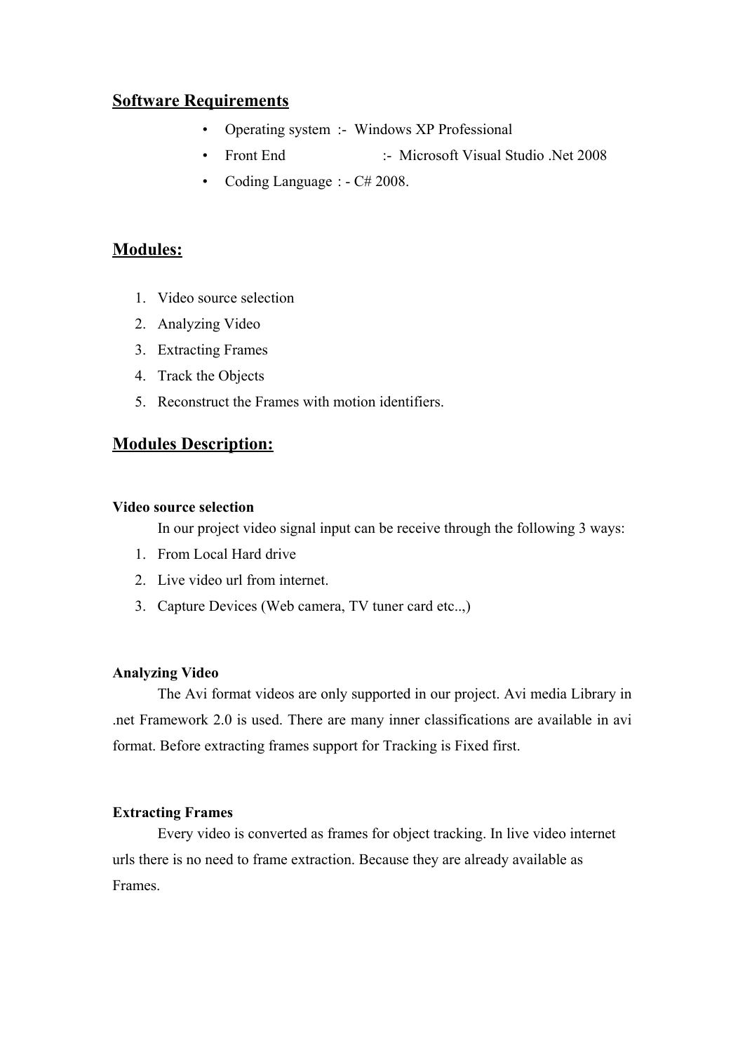## Software Requirements

- Operating system :- Windows XP Professional
- Front End :- Microsoft Visual Studio .Net 2008
- Coding Language : - C# 2008.

## Modules:

1. Video source selection
2. Analyzing Video
3. Extracting Frames
4. Track the Objects
5. Reconstruct the Frames with motion identifiers.

## Modules Description:

**Video source selection**

In our project video signal input can be receive through the following 3 ways:

1. From Local Hard drive
2. Live video url from internet.
3. Capture Devices (Web camera, TV tuner card etc..,)

**Analyzing Video**

The Avi format videos are only supported in our project. Avi media Library in .net Framework 2.0 is used. There are many inner classifications are available in avi format. Before extracting frames support for Tracking is Fixed first.

**Extracting Frames**

Every video is converted as frames for object tracking. In live video internet urls there is no need to frame extraction. Because they are already available as Frames.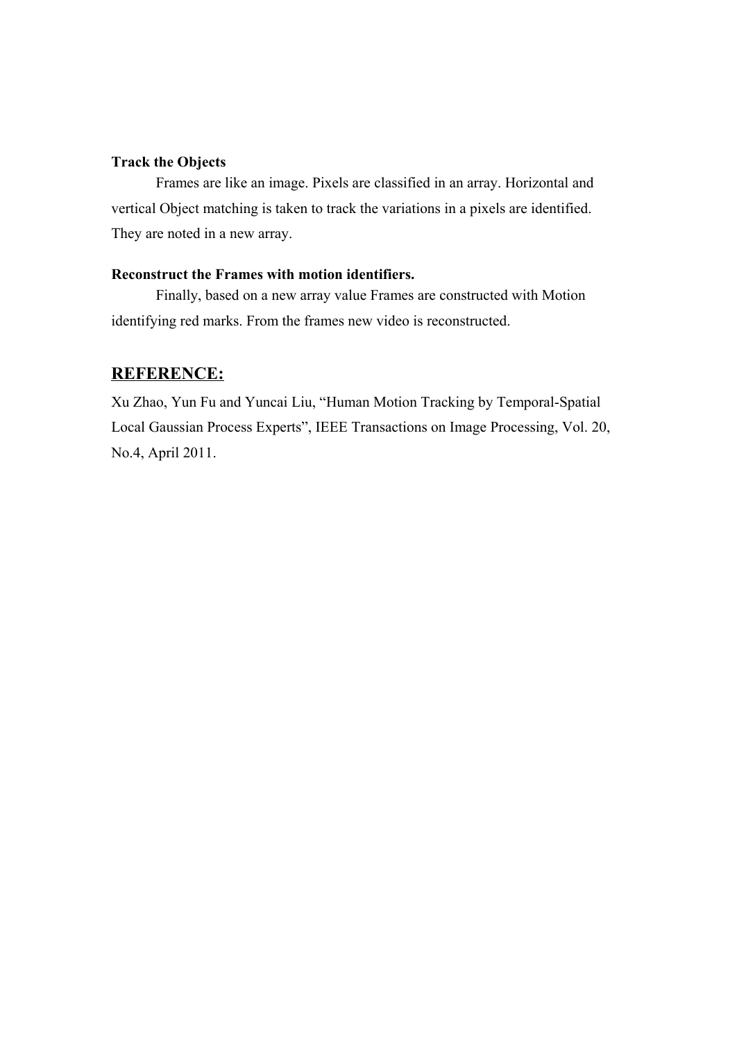**Track the Objects**

Frames are like an image. Pixels are classified in an array. Horizontal and vertical Object matching is taken to track the variations in a pixels are identified. They are noted in a new array.

**Reconstruct the Frames with motion identifiers.**

Finally, based on a new array value Frames are constructed with Motion identifying red marks. From the frames new video is reconstructed.

## REFERENCE:

Xu Zhao, Yun Fu and Yuncai Liu, "Human Motion Tracking by Temporal-Spatial Local Gaussian Process Experts", IEEE Transactions on Image Processing, Vol. 20, No.4, April 2011.